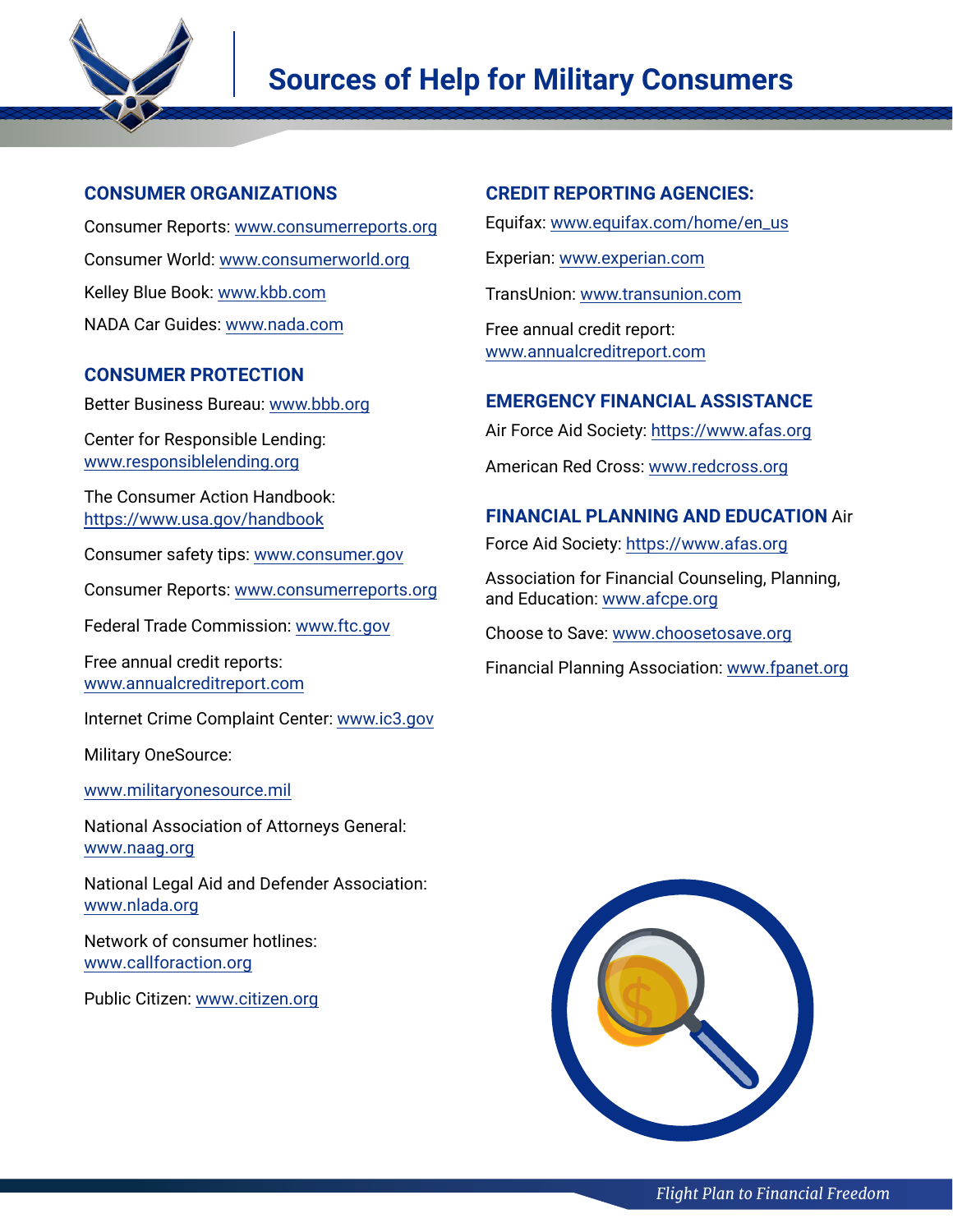# Sources of Help for Military Consumers

## CONSUMER ORGANIZATIONS

Consumer Reports: www.consumerreports.org

Consumer World: www.consumerworld.org

Kelley Blue Book: www.kbb.com

NADA Car Guides: www.nada.com

## CONSUMER PROTECTION

Better Business Bureau: www.bbb.org

Center for Responsible Lending: www.responsiblelending.org

The Consumer Action Handbook: https://www.usa.gov/handbook

Consumer safety tips: www.consumer.gov

Consumer Reports: www.consumerreports.org

Federal Trade Commission: www.ftc.gov

Free annual credit reports: www.annualcreditreport.com

Internet Crime Complaint Center: www.ic3.gov

Military OneSource:

www.militaryonesource.mil

National Association of Attorneys General: www.naag.org

National Legal Aid and Defender Association: www.nlada.org

Network of consumer hotlines: www.callforaction.org

Public Citizen: www.citizen.org

## CREDIT REPORTING AGENCIES:

Equifax: www.equifax.com/home/en_us

Experian: www.experian.com

TransUnion: www.transunion.com

Free annual credit report: www.annualcreditreport.com

## EMERGENCY FINANCIAL ASSISTANCE

Air Force Aid Society: https://www.afas.org

American Red Cross: www.redcross.org

## FINANCIAL PLANNING AND EDUCATION

Air Force Aid Society: https://www.afas.org

Association for Financial Counseling, Planning, and Education: www.afcpe.org

Choose to Save: www.choosetosave.org

Financial Planning Association: www.fpanet.org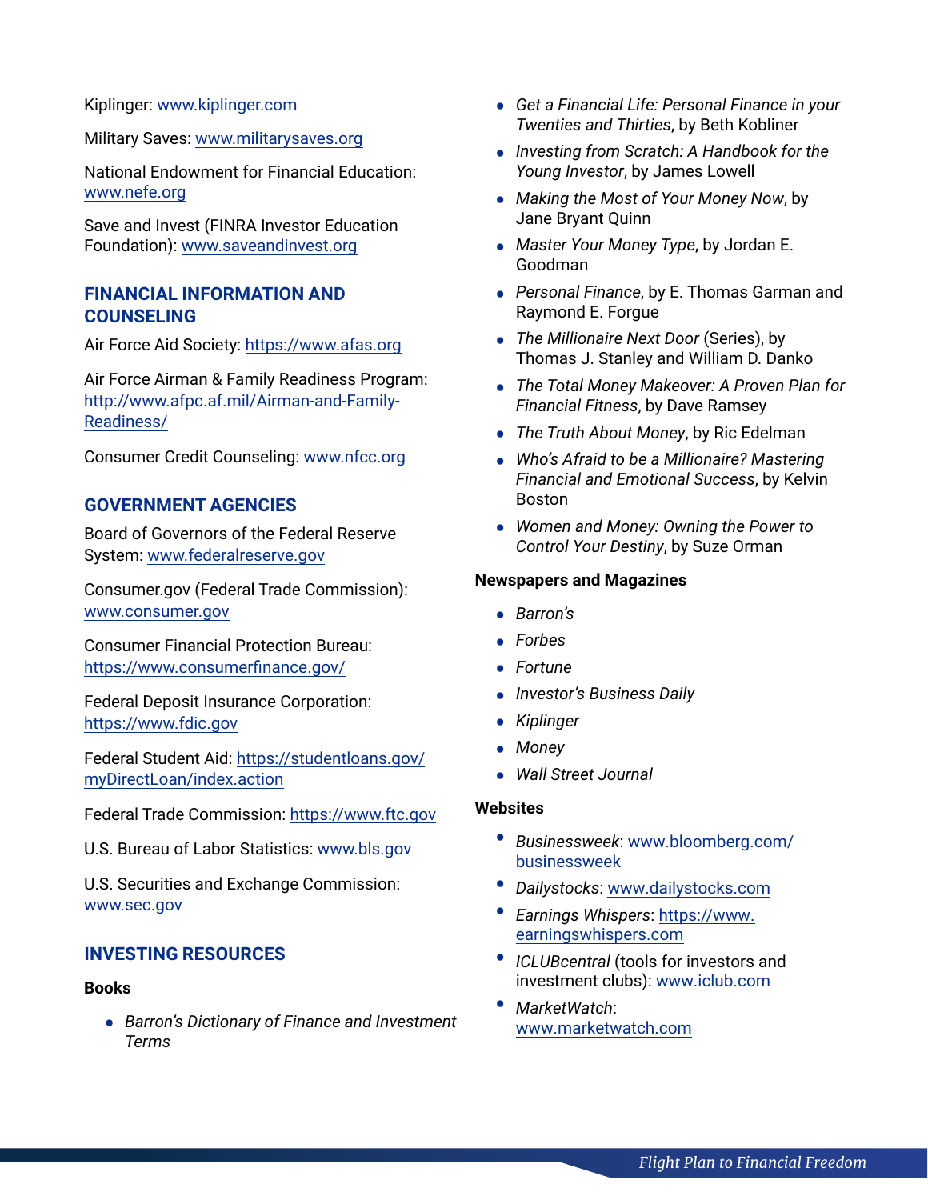Kiplinger: www.kiplinger.com

Military Saves: www.militarysaves.org

National Endowment for Financial Education: www.nefe.org

Save and Invest (FINRA Investor Education Foundation): www.saveandinvest.org

## FINANCIAL INFORMATION AND COUNSELING

Air Force Aid Society: https://www.afas.org

Air Force Airman & Family Readiness Program: http://www.afpc.af.mil/Airman-and-Family-Readiness/

Consumer Credit Counseling: www.nfcc.org

## GOVERNMENT AGENCIES

Board of Governors of the Federal Reserve System: www.federalreserve.gov

Consumer.gov (Federal Trade Commission): www.consumer.gov

Consumer Financial Protection Bureau: https://www.consumerfinance.gov/

Federal Deposit Insurance Corporation: https://www.fdic.gov

Federal Student Aid: https://studentloans.gov/myDirectLoan/index.action

Federal Trade Commission: https://www.ftc.gov

U.S. Bureau of Labor Statistics: www.bls.gov

U.S. Securities and Exchange Commission: www.sec.gov

## INVESTING RESOURCES

### Books

- *Barron's Dictionary of Finance and Investment Terms*
- *Get a Financial Life: Personal Finance in your Twenties and Thirties*, by Beth Kobliner
- *Investing from Scratch: A Handbook for the Young Investor*, by James Lowell
- *Making the Most of Your Money Now*, by Jane Bryant Quinn
- *Master Your Money Type*, by Jordan E. Goodman
- *Personal Finance*, by E. Thomas Garman and Raymond E. Forgue
- *The Millionaire Next Door* (Series), by Thomas J. Stanley and William D. Danko
- *The Total Money Makeover: A Proven Plan for Financial Fitness*, by Dave Ramsey
- *The Truth About Money*, by Ric Edelman
- *Who's Afraid to be a Millionaire? Mastering Financial and Emotional Success*, by Kelvin Boston
- *Women and Money: Owning the Power to Control Your Destiny*, by Suze Orman

### Newspapers and Magazines

- *Barron's*
- *Forbes*
- *Fortune*
- *Investor's Business Daily*
- *Kiplinger*
- *Money*
- *Wall Street Journal*

### Websites

- *Businessweek*: www.bloomberg.com/businessweek
- *Dailystocks*: www.dailystocks.com
- *Earnings Whispers*: https://www.earningswhispers.com
- *ICLUBcentral* (tools for investors and investment clubs): www.iclub.com
- *MarketWatch*: www.marketwatch.com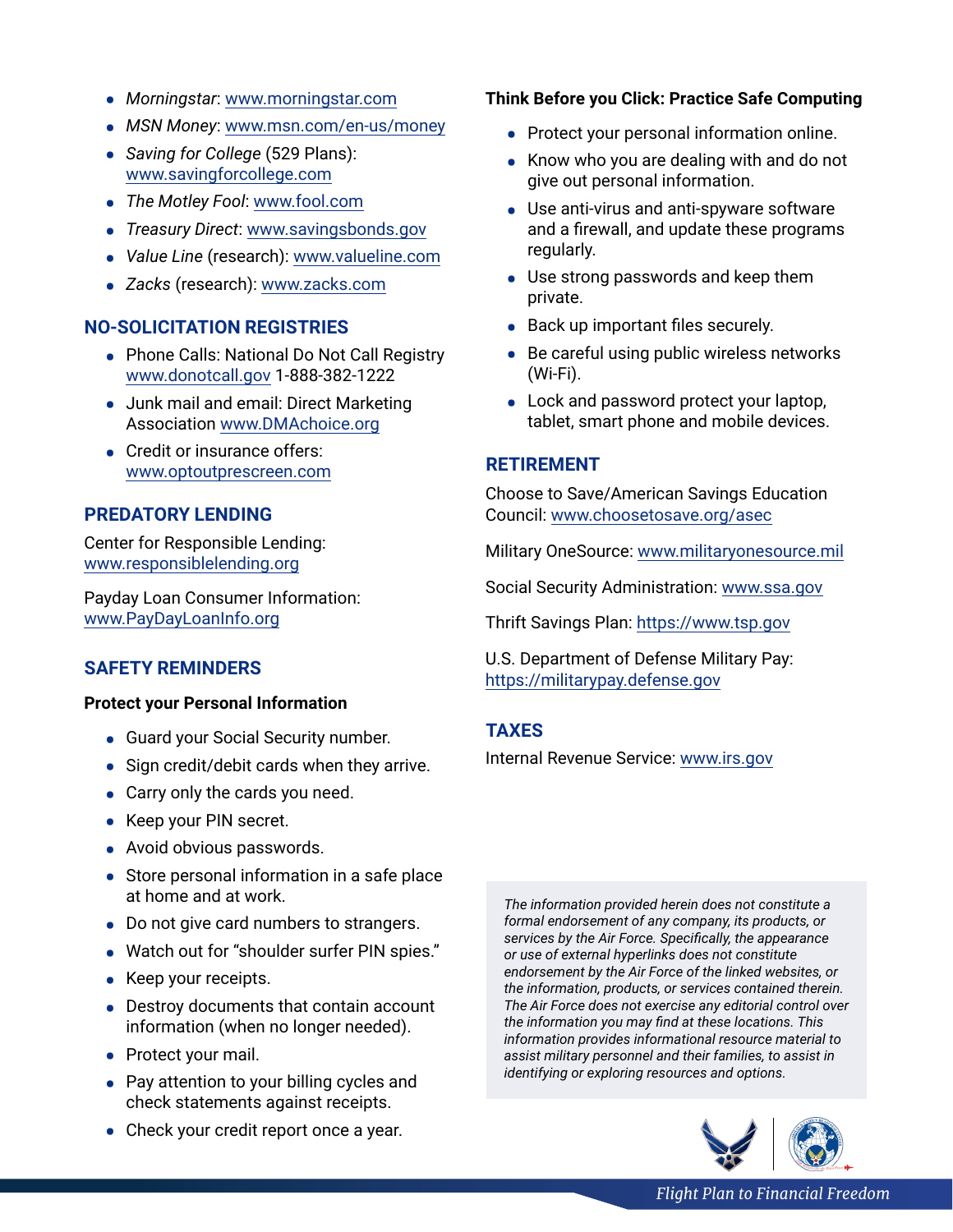- *Morningstar*: www.morningstar.com
- *MSN Money*: www.msn.com/en-us/money
- *Saving for College* (529 Plans): www.savingforcollege.com
- *The Motley Fool*: www.fool.com
- *Treasury Direct*: www.savingsbonds.gov
- *Value Line* (research): www.valueline.com
- *Zacks* (research): www.zacks.com

## NO-SOLICITATION REGISTRIES

- Phone Calls: National Do Not Call Registry www.donotcall.gov 1-888-382-1222
- Junk mail and email: Direct Marketing Association www.DMAchoice.org
- Credit or insurance offers: www.optoutprescreen.com

## PREDATORY LENDING

Center for Responsible Lending: www.responsiblelending.org

Payday Loan Consumer Information: www.PayDayLoanInfo.org

## SAFETY REMINDERS

**Protect your Personal Information**

- Guard your Social Security number.
- Sign credit/debit cards when they arrive.
- Carry only the cards you need.
- Keep your PIN secret.
- Avoid obvious passwords.
- Store personal information in a safe place at home and at work.
- Do not give card numbers to strangers.
- Watch out for "shoulder surfer PIN spies."
- Keep your receipts.
- Destroy documents that contain account information (when no longer needed).
- Protect your mail.
- Pay attention to your billing cycles and check statements against receipts.
- Check your credit report once a year.

**Think Before you Click: Practice Safe Computing**

- Protect your personal information online.
- Know who you are dealing with and do not give out personal information.
- Use anti-virus and anti-spyware software and a firewall, and update these programs regularly.
- Use strong passwords and keep them private.
- Back up important files securely.
- Be careful using public wireless networks (Wi-Fi).
- Lock and password protect your laptop, tablet, smart phone and mobile devices.

## RETIREMENT

Choose to Save/American Savings Education Council: www.choosetosave.org/asec

Military OneSource: www.militaryonesource.mil

Social Security Administration: www.ssa.gov

Thrift Savings Plan: https://www.tsp.gov

U.S. Department of Defense Military Pay: https://militarypay.defense.gov

## TAXES

Internal Revenue Service: www.irs.gov

*The information provided herein does not constitute a formal endorsement of any company, its products, or services by the Air Force. Specifically, the appearance or use of external hyperlinks does not constitute endorsement by the Air Force of the linked websites, or the information, products, or services contained therein. The Air Force does not exercise any editorial control over the information you may find at these locations. This information provides informational resource material to assist military personnel and their families, to assist in identifying or exploring resources and options.*